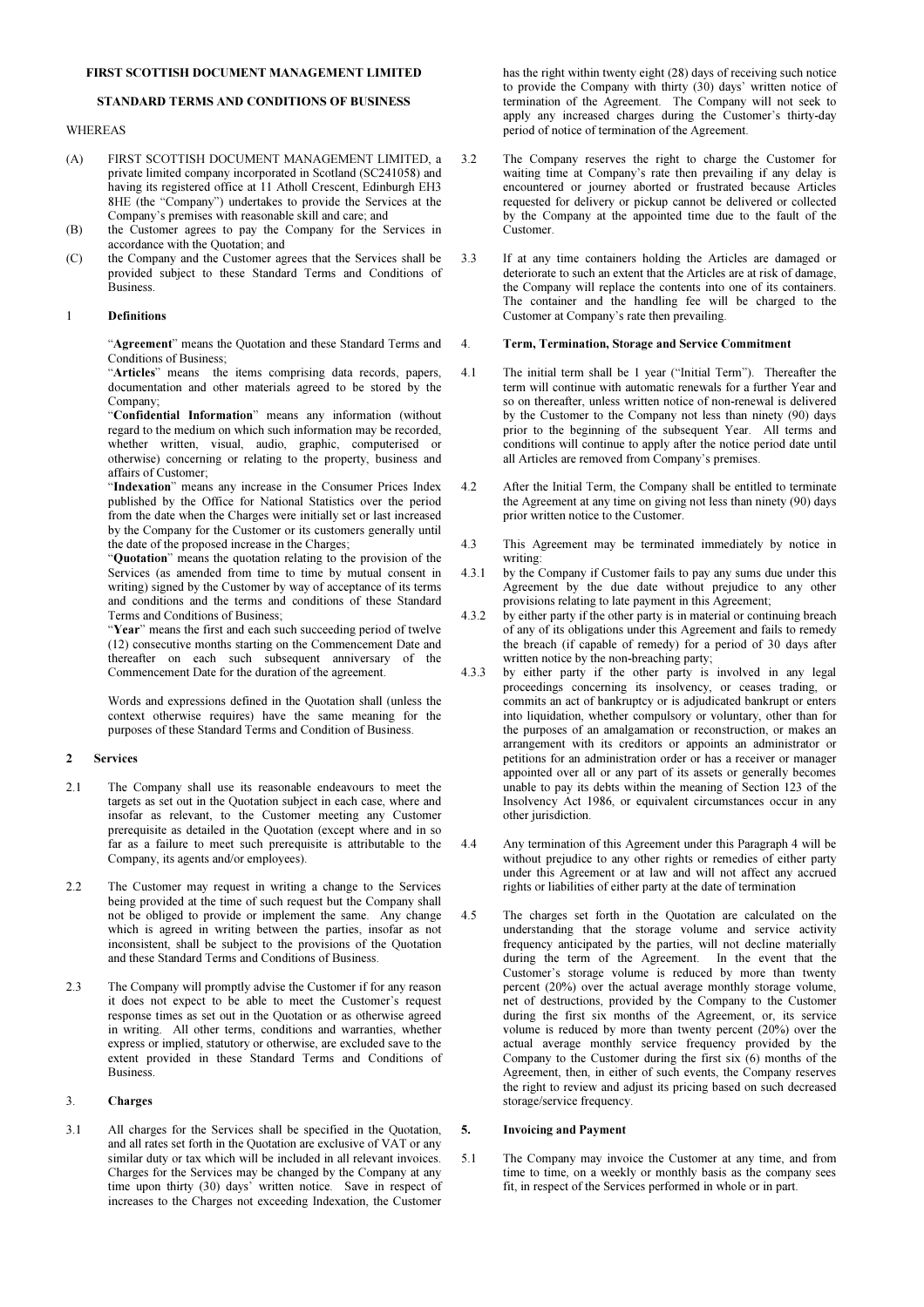**FIRST SCOTTISH DOCUMENT MANAGEMENT LIMITED**

**STANDARD TERMS AND CONDITIONS OF BUSINESS**

WHEREAS

(A) FIRST SCOTTISH DOCUMENT MANAGEMENT LIMITED, a private limited company incorporated in Scotland (SC241058) and having its registered office at 11 Atholl Crescent, Edinburgh EH3 8HE (the "Company") undertakes to provide the Services at the Company's premises with reasonable skill and care; and

(B) the Customer agrees to pay the Company for the Services in accordance with the Quotation; and

(C) the Company and the Customer agrees that the Services shall be provided subject to these Standard Terms and Conditions of Business.

## 1 Definitions

"**Agreement**" means the Quotation and these Standard Terms and Conditions of Business;

"**Articles**" means the items comprising data records, papers, documentation and other materials agreed to be stored by the Company;

"**Confidential Information**" means any information (without regard to the medium on which such information may be recorded, whether written, visual, audio, graphic, computerised or otherwise) concerning or relating to the property, business and affairs of Customer;

"**Indexation**" means any increase in the Consumer Prices Index published by the Office for National Statistics over the period from the date when the Charges were initially set or last increased by the Company for the Customer or its customers generally until the date of the proposed increase in the Charges;

"**Quotation**" means the quotation relating to the provision of the Services (as amended from time to time by mutual consent in writing) signed by the Customer by way of acceptance of its terms and conditions and the terms and conditions of these Standard Terms and Conditions of Business;

"**Year**" means the first and each such succeeding period of twelve (12) consecutive months starting on the Commencement Date and thereafter on each such subsequent anniversary of the Commencement Date for the duration of the agreement.

Words and expressions defined in the Quotation shall (unless the context otherwise requires) have the same meaning for the purposes of these Standard Terms and Condition of Business.

## 2 Services

2.1 The Company shall use its reasonable endeavours to meet the targets as set out in the Quotation subject in each case, where and insofar as relevant, to the Customer meeting any Customer prerequisite as detailed in the Quotation (except where and in so far as a failure to meet such prerequisite is attributable to the Company, its agents and/or employees).

2.2 The Customer may request in writing a change to the Services being provided at the time of such request but the Company shall not be obliged to provide or implement the same. Any change which is agreed in writing between the parties, insofar as not inconsistent, shall be subject to the provisions of the Quotation and these Standard Terms and Conditions of Business.

2.3 The Company will promptly advise the Customer if for any reason it does not expect to be able to meet the Customer's request response times as set out in the Quotation or as otherwise agreed in writing. All other terms, conditions and warranties, whether express or implied, statutory or otherwise, are excluded save to the extent provided in these Standard Terms and Conditions of Business.

## 3. Charges

3.1 All charges for the Services shall be specified in the Quotation, and all rates set forth in the Quotation are exclusive of VAT or any similar duty or tax which will be included in all relevant invoices. Charges for the Services may be changed by the Company at any time upon thirty (30) days' written notice. Save in respect of increases to the Charges not exceeding Indexation, the Customer has the right within twenty eight (28) days of receiving such notice to provide the Company with thirty (30) days' written notice of termination of the Agreement. The Company will not seek to apply any increased charges during the Customer's thirty-day period of notice of termination of the Agreement.

3.2 The Company reserves the right to charge the Customer for waiting time at Company's rate then prevailing if any delay is encountered or journey aborted or frustrated because Articles requested for delivery or pickup cannot be delivered or collected by the Company at the appointed time due to the fault of the Customer.

3.3 If at any time containers holding the Articles are damaged or deteriorate to such an extent that the Articles are at risk of damage, the Company will replace the contents into one of its containers. The container and the handling fee will be charged to the Customer at Company's rate then prevailing.

## 4. Term, Termination, Storage and Service Commitment

4.1 The initial term shall be 1 year ("Initial Term"). Thereafter the term will continue with automatic renewals for a further Year and so on thereafter, unless written notice of non-renewal is delivered by the Customer to the Company not less than ninety (90) days prior to the beginning of the subsequent Year. All terms and conditions will continue to apply after the notice period date until all Articles are removed from Company's premises.

4.2 After the Initial Term, the Company shall be entitled to terminate the Agreement at any time on giving not less than ninety (90) days prior written notice to the Customer.

4.3 This Agreement may be terminated immediately by notice in writing:

4.3.1 by the Company if Customer fails to pay any sums due under this Agreement by the due date without prejudice to any other provisions relating to late payment in this Agreement;

4.3.2 by either party if the other party is in material or continuing breach of any of its obligations under this Agreement and fails to remedy the breach (if capable of remedy) for a period of 30 days after written notice by the non-breaching party;

4.3.3 by either party if the other party is involved in any legal proceedings concerning its insolvency, or ceases trading, or commits an act of bankruptcy or is adjudicated bankrupt or enters into liquidation, whether compulsory or voluntary, other than for the purposes of an amalgamation or reconstruction, or makes an arrangement with its creditors or appoints an administrator or petitions for an administration order or has a receiver or manager appointed over all or any part of its assets or generally becomes unable to pay its debts within the meaning of Section 123 of the Insolvency Act 1986, or equivalent circumstances occur in any other jurisdiction.

4.4 Any termination of this Agreement under this Paragraph 4 will be without prejudice to any other rights or remedies of either party under this Agreement or at law and will not affect any accrued rights or liabilities of either party at the date of termination

4.5 The charges set forth in the Quotation are calculated on the understanding that the storage volume and service activity frequency anticipated by the parties, will not decline materially during the term of the Agreement. In the event that the Customer's storage volume is reduced by more than twenty percent (20%) over the actual average monthly storage volume, net of destructions, provided by the Company to the Customer during the first six months of the Agreement, or, its service volume is reduced by more than twenty percent (20%) over the actual average monthly service frequency provided by the Company to the Customer during the first six (6) months of the Agreement, then, in either of such events, the Company reserves the right to review and adjust its pricing based on such decreased storage/service frequency.

## 5. Invoicing and Payment

5.1 The Company may invoice the Customer at any time, and from time to time, on a weekly or monthly basis as the company sees fit, in respect of the Services performed in whole or in part.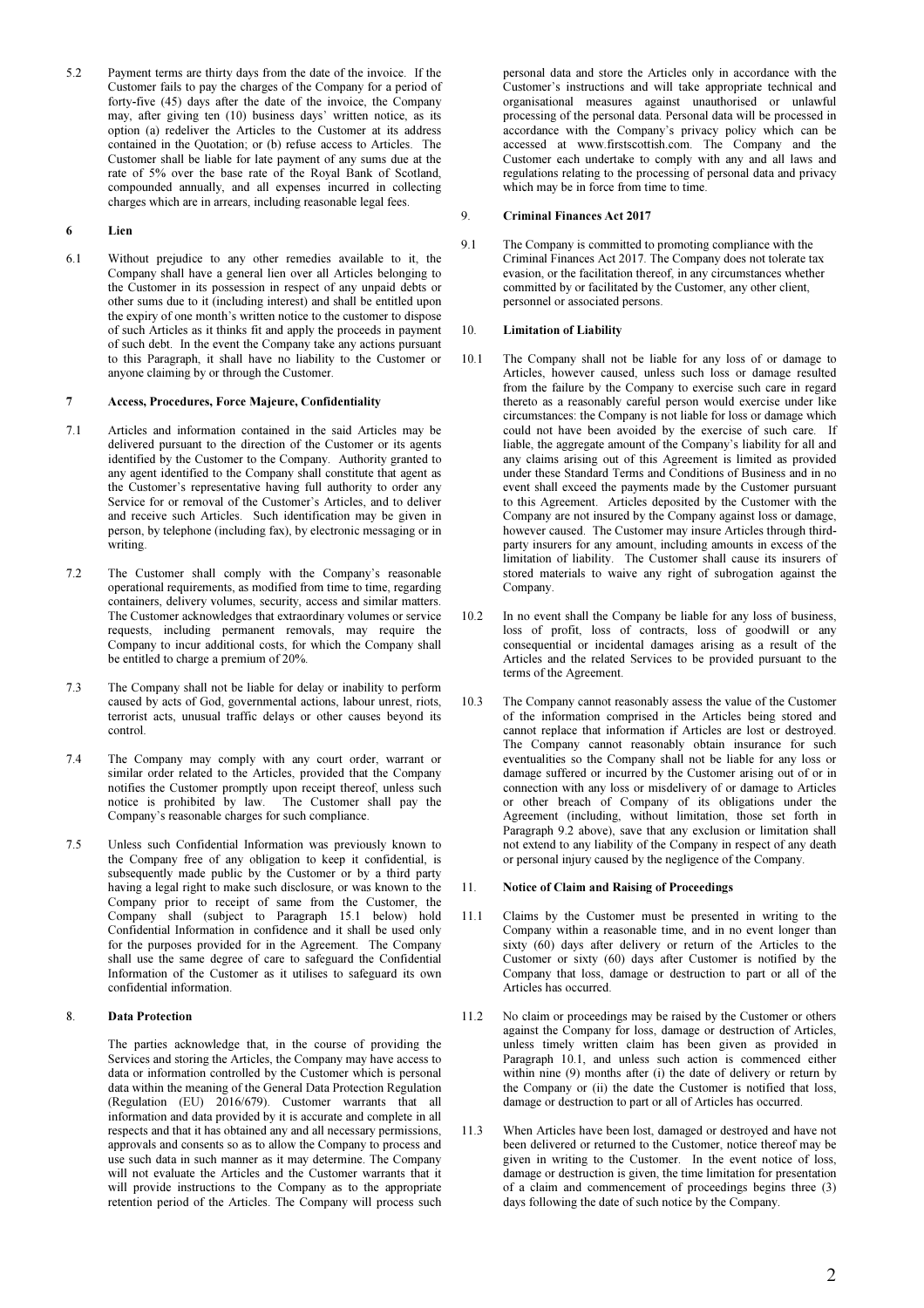5.2 Payment terms are thirty days from the date of the invoice. If the Customer fails to pay the charges of the Company for a period of forty-five (45) days after the date of the invoice, the Company may, after giving ten (10) business days' written notice, as its option (a) redeliver the Articles to the Customer at its address contained in the Quotation; or (b) refuse access to Articles. The Customer shall be liable for late payment of any sums due at the rate of 5% over the base rate of the Royal Bank of Scotland, compounded annually, and all expenses incurred in collecting charges which are in arrears, including reasonable legal fees.

### 6 Lien

6.1 Without prejudice to any other remedies available to it, the Company shall have a general lien over all Articles belonging to the Customer in its possession in respect of any unpaid debts or other sums due to it (including interest) and shall be entitled upon the expiry of one month's written notice to the customer to dispose of such Articles as it thinks fit and apply the proceeds in payment of such debt. In the event the Company take any actions pursuant to this Paragraph, it shall have no liability to the Customer or anyone claiming by or through the Customer.

### 7 Access, Procedures, Force Majeure, Confidentiality

7.1 Articles and information contained in the said Articles may be delivered pursuant to the direction of the Customer or its agents identified by the Customer to the Company. Authority granted to any agent identified to the Company shall constitute that agent as the Customer's representative having full authority to order any Service for or removal of the Customer's Articles, and to deliver and receive such Articles. Such identification may be given in person, by telephone (including fax), by electronic messaging or in writing.

7.2 The Customer shall comply with the Company's reasonable operational requirements, as modified from time to time, regarding containers, delivery volumes, security, access and similar matters. The Customer acknowledges that extraordinary volumes or service requests, including permanent removals, may require the Company to incur additional costs, for which the Company shall be entitled to charge a premium of 20%.

7.3 The Company shall not be liable for delay or inability to perform caused by acts of God, governmental actions, labour unrest, riots, terrorist acts, unusual traffic delays or other causes beyond its control.

7.4 The Company may comply with any court order, warrant or similar order related to the Articles, provided that the Company notifies the Customer promptly upon receipt thereof, unless such notice is prohibited by law. The Customer shall pay the Company's reasonable charges for such compliance.

7.5 Unless such Confidential Information was previously known to the Company free of any obligation to keep it confidential, is subsequently made public by the Customer or by a third party having a legal right to make such disclosure, or was known to the Company prior to receipt of same from the Customer, the Company shall (subject to Paragraph 15.1 below) hold Confidential Information in confidence and it shall be used only for the purposes provided for in the Agreement. The Company shall use the same degree of care to safeguard the Confidential Information of the Customer as it utilises to safeguard its own confidential information.

### 8. Data Protection

The parties acknowledge that, in the course of providing the Services and storing the Articles, the Company may have access to data or information controlled by the Customer which is personal data within the meaning of the General Data Protection Regulation (Regulation (EU) 2016/679). Customer warrants that all information and data provided by it is accurate and complete in all respects and that it has obtained any and all necessary permissions, approvals and consents so as to allow the Company to process and use such data in such manner as it may determine. The Company will not evaluate the Articles and the Customer warrants that it will provide instructions to the Company as to the appropriate retention period of the Articles. The Company will process such personal data and store the Articles only in accordance with the Customer's instructions and will take appropriate technical and organisational measures against unauthorised or unlawful processing of the personal data. Personal data will be processed in accordance with the Company's privacy policy which can be accessed at www.firstscottish.com. The Company and the Customer each undertake to comply with any and all laws and regulations relating to the processing of personal data and privacy which may be in force from time to time.

### 9. Criminal Finances Act 2017

9.1 The Company is committed to promoting compliance with the Criminal Finances Act 2017. The Company does not tolerate tax evasion, or the facilitation thereof, in any circumstances whether committed by or facilitated by the Customer, any other client, personnel or associated persons.

### 10. Limitation of Liability

10.1 The Company shall not be liable for any loss of or damage to Articles, however caused, unless such loss or damage resulted from the failure by the Company to exercise such care in regard thereto as a reasonably careful person would exercise under like circumstances: the Company is not liable for loss or damage which could not have been avoided by the exercise of such care. If liable, the aggregate amount of the Company's liability for all and any claims arising out of this Agreement is limited as provided under these Standard Terms and Conditions of Business and in no event shall exceed the payments made by the Customer pursuant to this Agreement. Articles deposited by the Customer with the Company are not insured by the Company against loss or damage, however caused. The Customer may insure Articles through third-party insurers for any amount, including amounts in excess of the limitation of liability. The Customer shall cause its insurers of stored materials to waive any right of subrogation against the Company.

10.2 In no event shall the Company be liable for any loss of business, loss of profit, loss of contracts, loss of goodwill or any consequential or incidental damages arising as a result of the Articles and the related Services to be provided pursuant to the terms of the Agreement.

10.3 The Company cannot reasonably assess the value of the Customer of the information comprised in the Articles being stored and cannot replace that information if Articles are lost or destroyed. The Company cannot reasonably obtain insurance for such eventualities so the Company shall not be liable for any loss or damage suffered or incurred by the Customer arising out of or in connection with any loss or misdelivery of or damage to Articles or other breach of Company of its obligations under the Agreement (including, without limitation, those set forth in Paragraph 9.2 above), save that any exclusion or limitation shall not extend to any liability of the Company in respect of any death or personal injury caused by the negligence of the Company.

### 11. Notice of Claim and Raising of Proceedings

11.1 Claims by the Customer must be presented in writing to the Company within a reasonable time, and in no event longer than sixty (60) days after delivery or return of the Articles to the Customer or sixty (60) days after Customer is notified by the Company that loss, damage or destruction to part or all of the Articles has occurred.

11.2 No claim or proceedings may be raised by the Customer or others against the Company for loss, damage or destruction of Articles, unless timely written claim has been given as provided in Paragraph 10.1, and unless such action is commenced either within nine (9) months after (i) the date of delivery or return by the Company or (ii) the date the Customer is notified that loss, damage or destruction to part or all of Articles has occurred.

11.3 When Articles have been lost, damaged or destroyed and have not been delivered or returned to the Customer, notice thereof may be given in writing to the Customer. In the event notice of loss, damage or destruction is given, the time limitation for presentation of a claim and commencement of proceedings begins three (3) days following the date of such notice by the Company.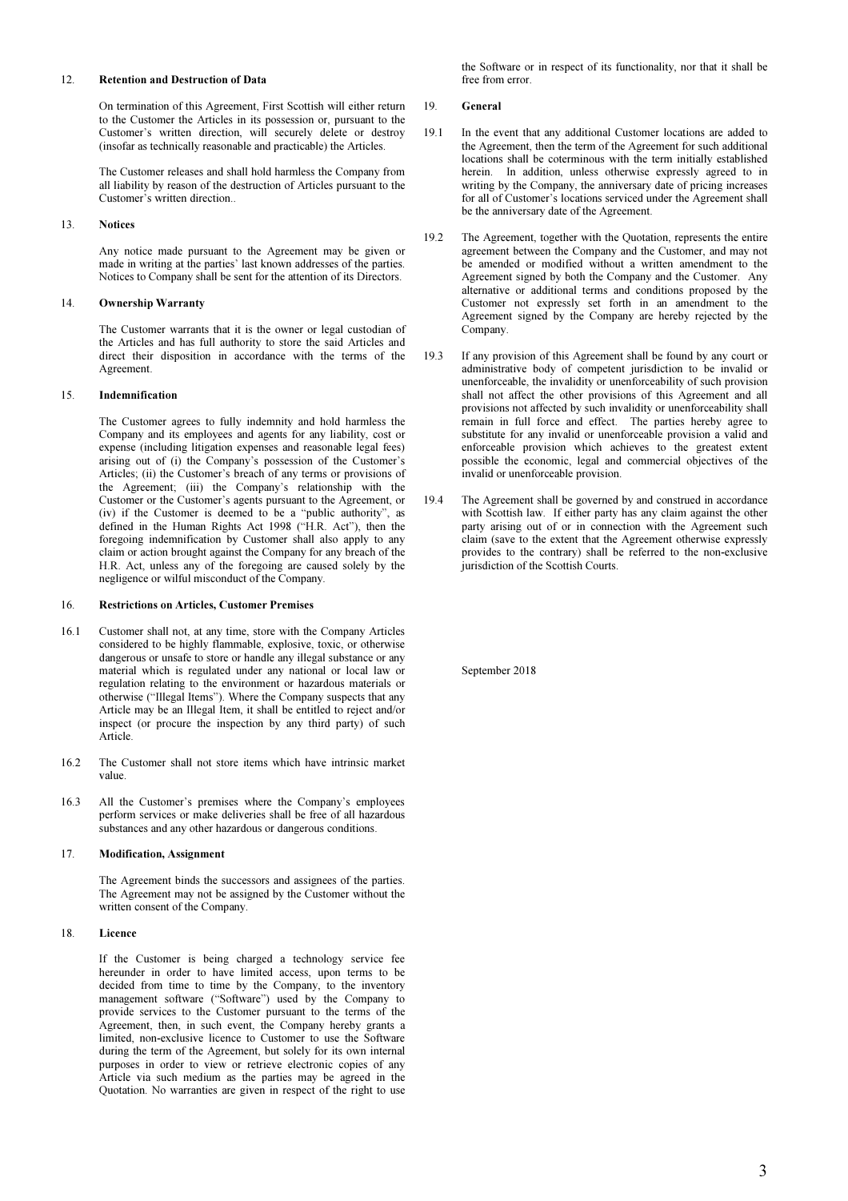## 12. Retention and Destruction of Data

On termination of this Agreement, First Scottish will either return to the Customer the Articles in its possession or, pursuant to the Customer's written direction, will securely delete or destroy (insofar as technically reasonable and practicable) the Articles.

The Customer releases and shall hold harmless the Company from all liability by reason of the destruction of Articles pursuant to the Customer's written direction..

## 13. Notices

Any notice made pursuant to the Agreement may be given or made in writing at the parties' last known addresses of the parties. Notices to Company shall be sent for the attention of its Directors.

## 14. Ownership Warranty

The Customer warrants that it is the owner or legal custodian of the Articles and has full authority to store the said Articles and direct their disposition in accordance with the terms of the Agreement.

## 15. Indemnification

The Customer agrees to fully indemnity and hold harmless the Company and its employees and agents for any liability, cost or expense (including litigation expenses and reasonable legal fees) arising out of (i) the Company's possession of the Customer's Articles; (ii) the Customer's breach of any terms or provisions of the Agreement; (iii) the Company's relationship with the Customer or the Customer's agents pursuant to the Agreement, or (iv) if the Customer is deemed to be a "public authority", as defined in the Human Rights Act 1998 ("H.R. Act"), then the foregoing indemnification by Customer shall also apply to any claim or action brought against the Company for any breach of the H.R. Act, unless any of the foregoing are caused solely by the negligence or wilful misconduct of the Company.

## 16. Restrictions on Articles, Customer Premises

16.1 Customer shall not, at any time, store with the Company Articles considered to be highly flammable, explosive, toxic, or otherwise dangerous or unsafe to store or handle any illegal substance or any material which is regulated under any national or local law or regulation relating to the environment or hazardous materials or otherwise ("Illegal Items"). Where the Company suspects that any Article may be an Illegal Item, it shall be entitled to reject and/or inspect (or procure the inspection by any third party) of such Article.

16.2 The Customer shall not store items which have intrinsic market value.

16.3 All the Customer's premises where the Company's employees perform services or make deliveries shall be free of all hazardous substances and any other hazardous or dangerous conditions.

## 17. Modification, Assignment

The Agreement binds the successors and assignees of the parties. The Agreement may not be assigned by the Customer without the written consent of the Company.

## 18. Licence

If the Customer is being charged a technology service fee hereunder in order to have limited access, upon terms to be decided from time to time by the Company, to the inventory management software ("Software") used by the Company to provide services to the Customer pursuant to the terms of the Agreement, then, in such event, the Company hereby grants a limited, non-exclusive licence to Customer to use the Software during the term of the Agreement, but solely for its own internal purposes in order to view or retrieve electronic copies of any Article via such medium as the parties may be agreed in the Quotation. No warranties are given in respect of the right to use the Software or in respect of its functionality, nor that it shall be free from error.

## 19. General

19.1 In the event that any additional Customer locations are added to the Agreement, then the term of the Agreement for such additional locations shall be coterminous with the term initially established herein. In addition, unless otherwise expressly agreed to in writing by the Company, the anniversary date of pricing increases for all of Customer's locations serviced under the Agreement shall be the anniversary date of the Agreement.

19.2 The Agreement, together with the Quotation, represents the entire agreement between the Company and the Customer, and may not be amended or modified without a written amendment to the Agreement signed by both the Company and the Customer. Any alternative or additional terms and conditions proposed by the Customer not expressly set forth in an amendment to the Agreement signed by the Company are hereby rejected by the Company.

19.3 If any provision of this Agreement shall be found by any court or administrative body of competent jurisdiction to be invalid or unenforceable, the invalidity or unenforceability of such provision shall not affect the other provisions of this Agreement and all provisions not affected by such invalidity or unenforceability shall remain in full force and effect. The parties hereby agree to substitute for any invalid or unenforceable provision a valid and enforceable provision which achieves to the greatest extent possible the economic, legal and commercial objectives of the invalid or unenforceable provision.

19.4 The Agreement shall be governed by and construed in accordance with Scottish law. If either party has any claim against the other party arising out of or in connection with the Agreement such claim (save to the extent that the Agreement otherwise expressly provides to the contrary) shall be referred to the non-exclusive jurisdiction of the Scottish Courts.

September 2018